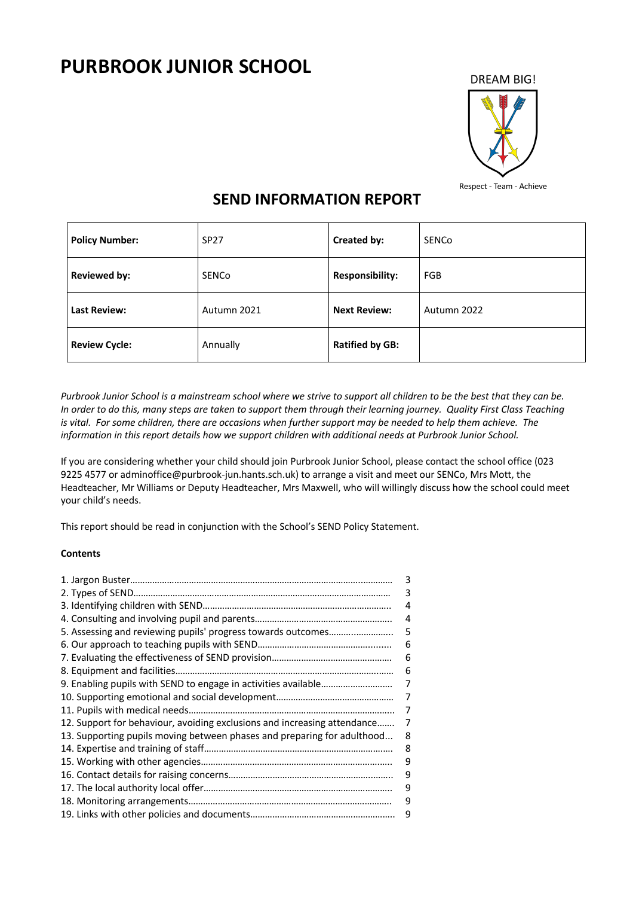# PURBROOK JUNIOR SCHOOL

DREAM BIG!

Respect - Team - Achieve

## SEND INFORMATION REPORT

| **Policy Number:** | SP27 | **Created by:** | SENCo |
|---|---|---|---|
| **Reviewed by:** | SENCo | **Responsibility:** | FGB |
| **Last Review:** | Autumn 2021 | **Next Review:** | Autumn 2022 |
| **Review Cycle:** | Annually | **Ratified by GB:** | |

*Purbrook Junior School is a mainstream school where we strive to support all children to be the best that they can be. In order to do this, many steps are taken to support them through their learning journey. Quality First Class Teaching is vital. For some children, there are occasions when further support may be needed to help them achieve. The information in this report details how we support children with additional needs at Purbrook Junior School.*

If you are considering whether your child should join Purbrook Junior School, please contact the school office (023 9225 4577 or adminoffice@purbrook-jun.hants.sch.uk) to arrange a visit and meet our SENCo, Mrs Mott, the Headteacher, Mr Williams or Deputy Headteacher, Mrs Maxwell, who will willingly discuss how the school could meet your child's needs.

This report should be read in conjunction with the School's SEND Policy Statement.

**Contents**

| | |
|---|---|
| 1. Jargon Buster | 3 |
| 2. Types of SEND | 3 |
| 3. Identifying children with SEND | 4 |
| 4. Consulting and involving pupil and parents | 4 |
| 5. Assessing and reviewing pupils' progress towards outcomes | 5 |
| 6. Our approach to teaching pupils with SEND | 6 |
| 7. Evaluating the effectiveness of SEND provision | 6 |
| 8. Equipment and facilities | 6 |
| 9. Enabling pupils with SEND to engage in activities available | 7 |
| 10. Supporting emotional and social development | 7 |
| 11. Pupils with medical needs | 7 |
| 12. Support for behaviour, avoiding exclusions and increasing attendance | 7 |
| 13. Supporting pupils moving between phases and preparing for adulthood | 8 |
| 14. Expertise and training of staff | 8 |
| 15. Working with other agencies | 9 |
| 16. Contact details for raising concerns | 9 |
| 17. The local authority local offer | 9 |
| 18. Monitoring arrangements | 9 |
| 19. Links with other policies and documents | 9 |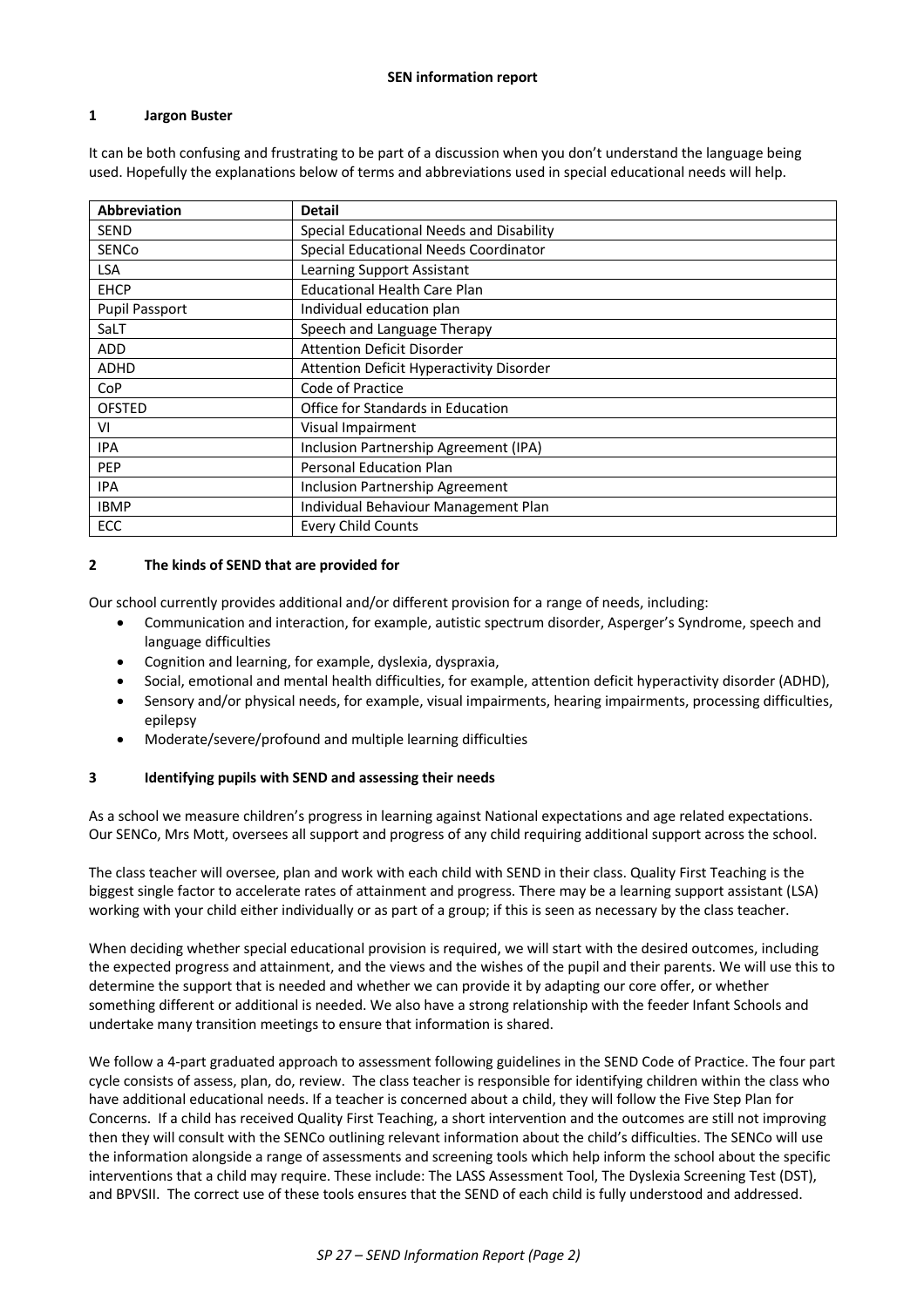**SEN information report**

## 1 Jargon Buster

It can be both confusing and frustrating to be part of a discussion when you don't understand the language being used. Hopefully the explanations below of terms and abbreviations used in special educational needs will help.

| Abbreviation | Detail |
|---|---|
| SEND | Special Educational Needs and Disability |
| SENCo | Special Educational Needs Coordinator |
| LSA | Learning Support Assistant |
| EHCP | Educational Health Care Plan |
| Pupil Passport | Individual education plan |
| SaLT | Speech and Language Therapy |
| ADD | Attention Deficit Disorder |
| ADHD | Attention Deficit Hyperactivity Disorder |
| CoP | Code of Practice |
| OFSTED | Office for Standards in Education |
| VI | Visual Impairment |
| IPA | Inclusion Partnership Agreement (IPA) |
| PEP | Personal Education Plan |
| IPA | Inclusion Partnership Agreement |
| IBMP | Individual Behaviour Management Plan |
| ECC | Every Child Counts |

## 2 The kinds of SEND that are provided for

Our school currently provides additional and/or different provision for a range of needs, including:

- Communication and interaction, for example, autistic spectrum disorder, Asperger's Syndrome, speech and language difficulties
- Cognition and learning, for example, dyslexia, dyspraxia,
- Social, emotional and mental health difficulties, for example, attention deficit hyperactivity disorder (ADHD),
- Sensory and/or physical needs, for example, visual impairments, hearing impairments, processing difficulties, epilepsy
- Moderate/severe/profound and multiple learning difficulties

## 3 Identifying pupils with SEND and assessing their needs

As a school we measure children's progress in learning against National expectations and age related expectations. Our SENCo, Mrs Mott, oversees all support and progress of any child requiring additional support across the school.

The class teacher will oversee, plan and work with each child with SEND in their class. Quality First Teaching is the biggest single factor to accelerate rates of attainment and progress. There may be a learning support assistant (LSA) working with your child either individually or as part of a group; if this is seen as necessary by the class teacher.

When deciding whether special educational provision is required, we will start with the desired outcomes, including the expected progress and attainment, and the views and the wishes of the pupil and their parents. We will use this to determine the support that is needed and whether we can provide it by adapting our core offer, or whether something different or additional is needed. We also have a strong relationship with the feeder Infant Schools and undertake many transition meetings to ensure that information is shared.

We follow a 4-part graduated approach to assessment following guidelines in the SEND Code of Practice. The four part cycle consists of assess, plan, do, review. The class teacher is responsible for identifying children within the class who have additional educational needs. If a teacher is concerned about a child, they will follow the Five Step Plan for Concerns. If a child has received Quality First Teaching, a short intervention and the outcomes are still not improving then they will consult with the SENCo outlining relevant information about the child's difficulties. The SENCo will use the information alongside a range of assessments and screening tools which help inform the school about the specific interventions that a child may require. These include: The LASS Assessment Tool, The Dyslexia Screening Test (DST), and BPVSII. The correct use of these tools ensures that the SEND of each child is fully understood and addressed.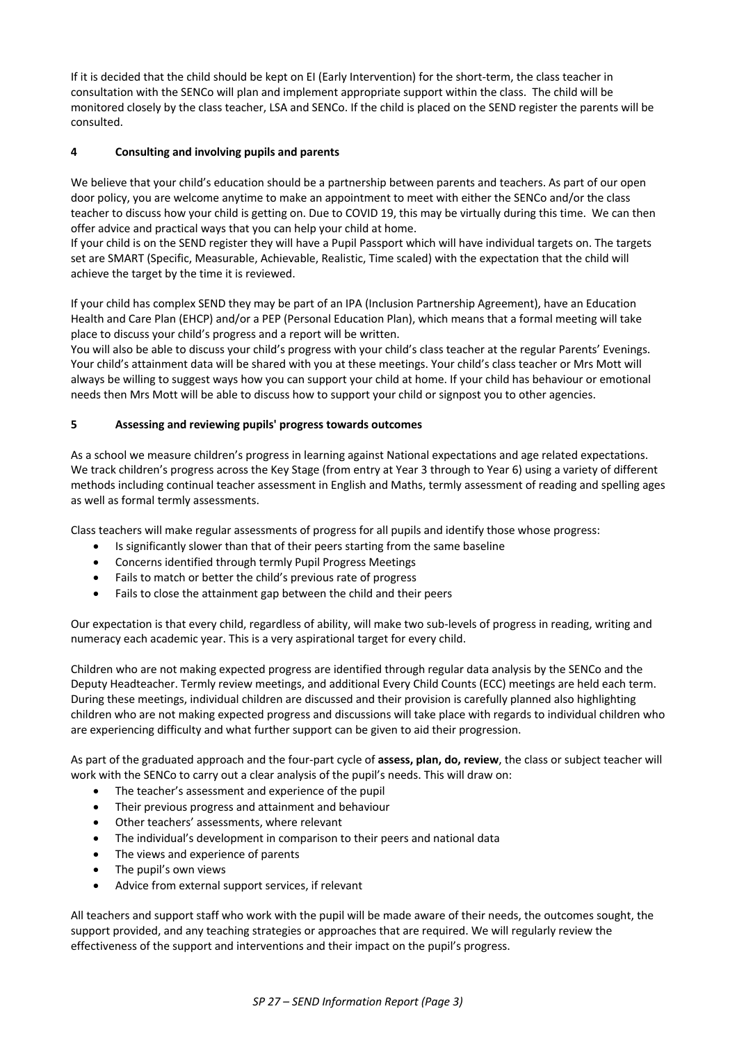If it is decided that the child should be kept on EI (Early Intervention) for the short-term, the class teacher in consultation with the SENCo will plan and implement appropriate support within the class. The child will be monitored closely by the class teacher, LSA and SENCo. If the child is placed on the SEND register the parents will be consulted.

## 4 Consulting and involving pupils and parents

We believe that your child's education should be a partnership between parents and teachers. As part of our open door policy, you are welcome anytime to make an appointment to meet with either the SENCo and/or the class teacher to discuss how your child is getting on. Due to COVID 19, this may be virtually during this time. We can then offer advice and practical ways that you can help your child at home.

If your child is on the SEND register they will have a Pupil Passport which will have individual targets on. The targets set are SMART (Specific, Measurable, Achievable, Realistic, Time scaled) with the expectation that the child will achieve the target by the time it is reviewed.

If your child has complex SEND they may be part of an IPA (Inclusion Partnership Agreement), have an Education Health and Care Plan (EHCP) and/or a PEP (Personal Education Plan), which means that a formal meeting will take place to discuss your child's progress and a report will be written.

You will also be able to discuss your child's progress with your child's class teacher at the regular Parents' Evenings. Your child's attainment data will be shared with you at these meetings. Your child's class teacher or Mrs Mott will always be willing to suggest ways how you can support your child at home. If your child has behaviour or emotional needs then Mrs Mott will be able to discuss how to support your child or signpost you to other agencies.

## 5 Assessing and reviewing pupils' progress towards outcomes

As a school we measure children's progress in learning against National expectations and age related expectations. We track children's progress across the Key Stage (from entry at Year 3 through to Year 6) using a variety of different methods including continual teacher assessment in English and Maths, termly assessment of reading and spelling ages as well as formal termly assessments.

Class teachers will make regular assessments of progress for all pupils and identify those whose progress:

- Is significantly slower than that of their peers starting from the same baseline
- Concerns identified through termly Pupil Progress Meetings
- Fails to match or better the child's previous rate of progress
- Fails to close the attainment gap between the child and their peers

Our expectation is that every child, regardless of ability, will make two sub-levels of progress in reading, writing and numeracy each academic year. This is a very aspirational target for every child.

Children who are not making expected progress are identified through regular data analysis by the SENCo and the Deputy Headteacher. Termly review meetings, and additional Every Child Counts (ECC) meetings are held each term. During these meetings, individual children are discussed and their provision is carefully planned also highlighting children who are not making expected progress and discussions will take place with regards to individual children who are experiencing difficulty and what further support can be given to aid their progression.

As part of the graduated approach and the four-part cycle of **assess, plan, do, review**, the class or subject teacher will work with the SENCo to carry out a clear analysis of the pupil's needs. This will draw on:

- The teacher's assessment and experience of the pupil
- Their previous progress and attainment and behaviour
- Other teachers' assessments, where relevant
- The individual's development in comparison to their peers and national data
- The views and experience of parents
- The pupil's own views
- Advice from external support services, if relevant

All teachers and support staff who work with the pupil will be made aware of their needs, the outcomes sought, the support provided, and any teaching strategies or approaches that are required. We will regularly review the effectiveness of the support and interventions and their impact on the pupil's progress.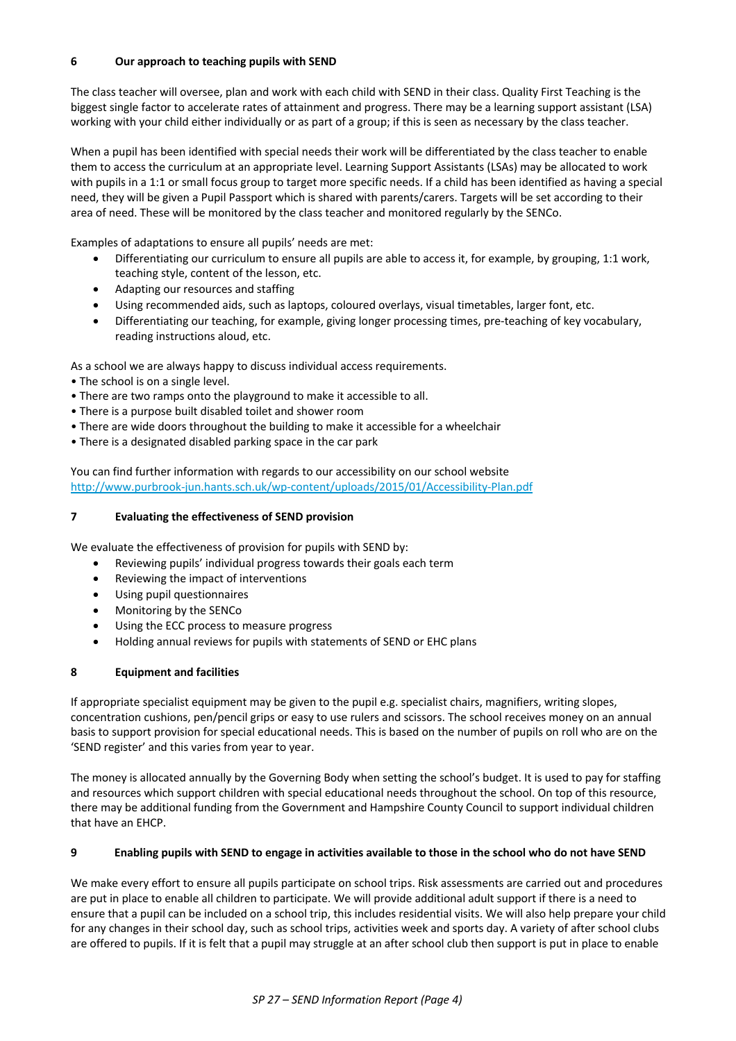## 6 Our approach to teaching pupils with SEND

The class teacher will oversee, plan and work with each child with SEND in their class. Quality First Teaching is the biggest single factor to accelerate rates of attainment and progress. There may be a learning support assistant (LSA) working with your child either individually or as part of a group; if this is seen as necessary by the class teacher.

When a pupil has been identified with special needs their work will be differentiated by the class teacher to enable them to access the curriculum at an appropriate level. Learning Support Assistants (LSAs) may be allocated to work with pupils in a 1:1 or small focus group to target more specific needs. If a child has been identified as having a special need, they will be given a Pupil Passport which is shared with parents/carers. Targets will be set according to their area of need. These will be monitored by the class teacher and monitored regularly by the SENCo.

Examples of adaptations to ensure all pupils' needs are met:

- Differentiating our curriculum to ensure all pupils are able to access it, for example, by grouping, 1:1 work, teaching style, content of the lesson, etc.
- Adapting our resources and staffing
- Using recommended aids, such as laptops, coloured overlays, visual timetables, larger font, etc.
- Differentiating our teaching, for example, giving longer processing times, pre-teaching of key vocabulary, reading instructions aloud, etc.

As a school we are always happy to discuss individual access requirements.

- The school is on a single level.
- There are two ramps onto the playground to make it accessible to all.
- There is a purpose built disabled toilet and shower room
- There are wide doors throughout the building to make it accessible for a wheelchair
- There is a designated disabled parking space in the car park

You can find further information with regards to our accessibility on our school website http://www.purbrook-jun.hants.sch.uk/wp-content/uploads/2015/01/Accessibility-Plan.pdf

## 7 Evaluating the effectiveness of SEND provision

We evaluate the effectiveness of provision for pupils with SEND by:

- Reviewing pupils' individual progress towards their goals each term
- Reviewing the impact of interventions
- Using pupil questionnaires
- Monitoring by the SENCo
- Using the ECC process to measure progress
- Holding annual reviews for pupils with statements of SEND or EHC plans

## 8 Equipment and facilities

If appropriate specialist equipment may be given to the pupil e.g. specialist chairs, magnifiers, writing slopes, concentration cushions, pen/pencil grips or easy to use rulers and scissors. The school receives money on an annual basis to support provision for special educational needs. This is based on the number of pupils on roll who are on the 'SEND register' and this varies from year to year.

The money is allocated annually by the Governing Body when setting the school's budget. It is used to pay for staffing and resources which support children with special educational needs throughout the school. On top of this resource, there may be additional funding from the Government and Hampshire County Council to support individual children that have an EHCP.

## 9 Enabling pupils with SEND to engage in activities available to those in the school who do not have SEND

We make every effort to ensure all pupils participate on school trips. Risk assessments are carried out and procedures are put in place to enable all children to participate. We will provide additional adult support if there is a need to ensure that a pupil can be included on a school trip, this includes residential visits. We will also help prepare your child for any changes in their school day, such as school trips, activities week and sports day. A variety of after school clubs are offered to pupils. If it is felt that a pupil may struggle at an after school club then support is put in place to enable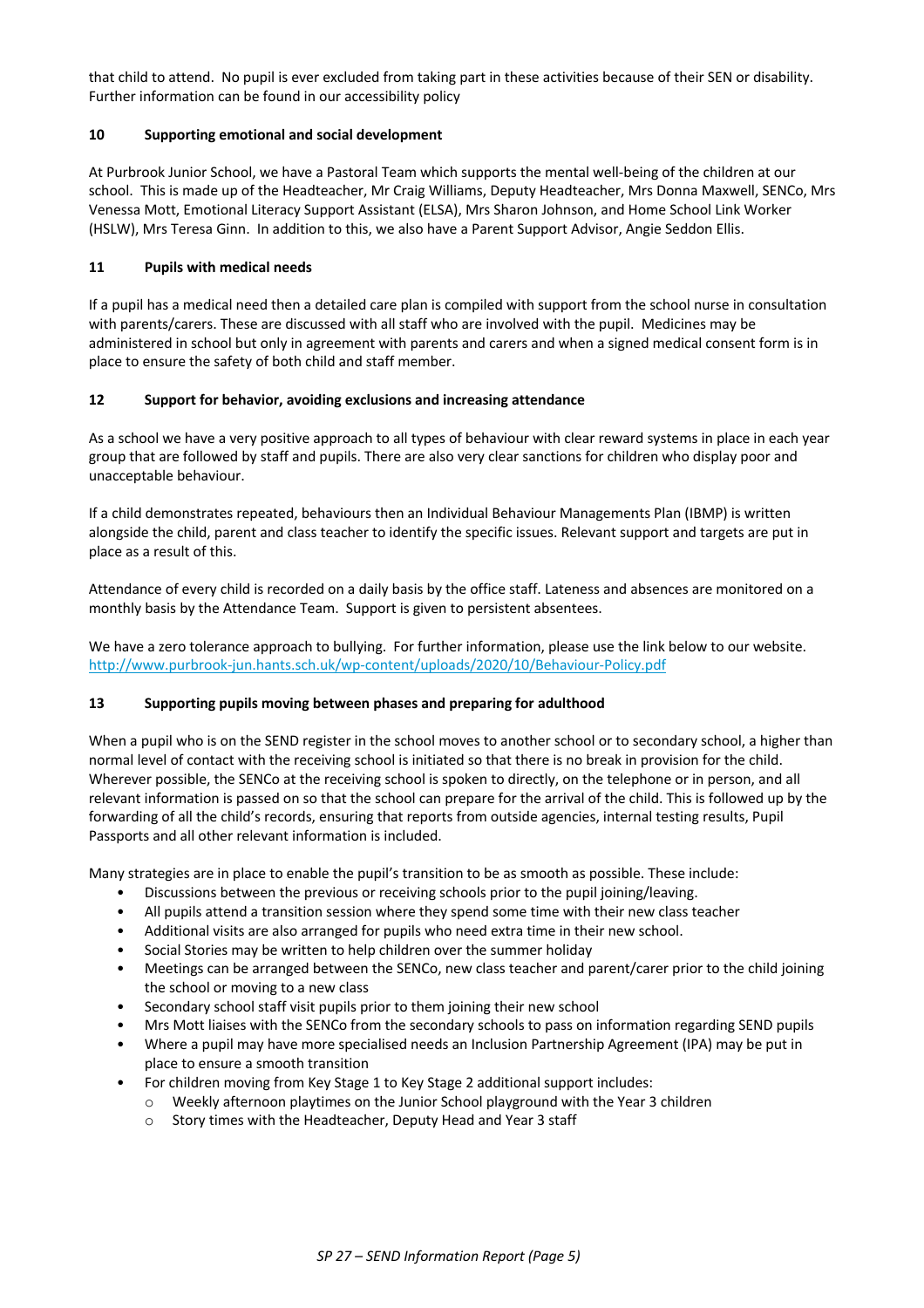that child to attend. No pupil is ever excluded from taking part in these activities because of their SEN or disability. Further information can be found in our accessibility policy

## 10 Supporting emotional and social development

At Purbrook Junior School, we have a Pastoral Team which supports the mental well-being of the children at our school. This is made up of the Headteacher, Mr Craig Williams, Deputy Headteacher, Mrs Donna Maxwell, SENCo, Mrs Venessa Mott, Emotional Literacy Support Assistant (ELSA), Mrs Sharon Johnson, and Home School Link Worker (HSLW), Mrs Teresa Ginn. In addition to this, we also have a Parent Support Advisor, Angie Seddon Ellis.

## 11 Pupils with medical needs

If a pupil has a medical need then a detailed care plan is compiled with support from the school nurse in consultation with parents/carers. These are discussed with all staff who are involved with the pupil. Medicines may be administered in school but only in agreement with parents and carers and when a signed medical consent form is in place to ensure the safety of both child and staff member.

## 12 Support for behavior, avoiding exclusions and increasing attendance

As a school we have a very positive approach to all types of behaviour with clear reward systems in place in each year group that are followed by staff and pupils. There are also very clear sanctions for children who display poor and unacceptable behaviour.

If a child demonstrates repeated, behaviours then an Individual Behaviour Managements Plan (IBMP) is written alongside the child, parent and class teacher to identify the specific issues. Relevant support and targets are put in place as a result of this.

Attendance of every child is recorded on a daily basis by the office staff. Lateness and absences are monitored on a monthly basis by the Attendance Team. Support is given to persistent absentees.

We have a zero tolerance approach to bullying. For further information, please use the link below to our website.
http://www.purbrook-jun.hants.sch.uk/wp-content/uploads/2020/10/Behaviour-Policy.pdf

## 13 Supporting pupils moving between phases and preparing for adulthood

When a pupil who is on the SEND register in the school moves to another school or to secondary school, a higher than normal level of contact with the receiving school is initiated so that there is no break in provision for the child. Wherever possible, the SENCo at the receiving school is spoken to directly, on the telephone or in person, and all relevant information is passed on so that the school can prepare for the arrival of the child. This is followed up by the forwarding of all the child's records, ensuring that reports from outside agencies, internal testing results, Pupil Passports and all other relevant information is included.

Many strategies are in place to enable the pupil's transition to be as smooth as possible. These include:

- Discussions between the previous or receiving schools prior to the pupil joining/leaving.
- All pupils attend a transition session where they spend some time with their new class teacher
- Additional visits are also arranged for pupils who need extra time in their new school.
- Social Stories may be written to help children over the summer holiday
- Meetings can be arranged between the SENCo, new class teacher and parent/carer prior to the child joining the school or moving to a new class
- Secondary school staff visit pupils prior to them joining their new school
- Mrs Mott liaises with the SENCo from the secondary schools to pass on information regarding SEND pupils
- Where a pupil may have more specialised needs an Inclusion Partnership Agreement (IPA) may be put in place to ensure a smooth transition
- For children moving from Key Stage 1 to Key Stage 2 additional support includes:
  - Weekly afternoon playtimes on the Junior School playground with the Year 3 children
  - Story times with the Headteacher, Deputy Head and Year 3 staff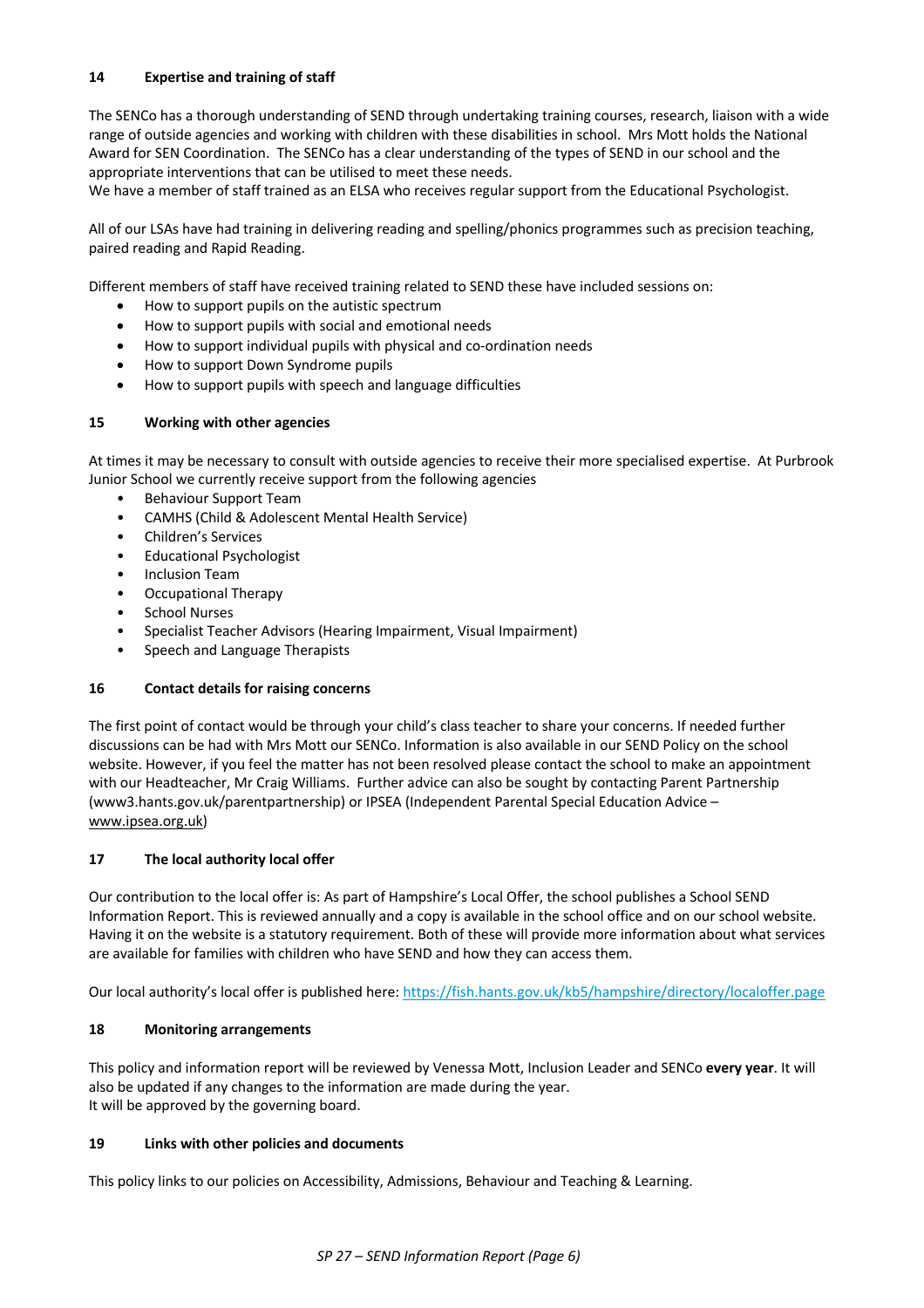## 14 Expertise and training of staff

The SENCo has a thorough understanding of SEND through undertaking training courses, research, liaison with a wide range of outside agencies and working with children with these disabilities in school. Mrs Mott holds the National Award for SEN Coordination. The SENCo has a clear understanding of the types of SEND in our school and the appropriate interventions that can be utilised to meet these needs.
We have a member of staff trained as an ELSA who receives regular support from the Educational Psychologist.

All of our LSAs have had training in delivering reading and spelling/phonics programmes such as precision teaching, paired reading and Rapid Reading.

Different members of staff have received training related to SEND these have included sessions on:

- How to support pupils on the autistic spectrum
- How to support pupils with social and emotional needs
- How to support individual pupils with physical and co-ordination needs
- How to support Down Syndrome pupils
- How to support pupils with speech and language difficulties

## 15 Working with other agencies

At times it may be necessary to consult with outside agencies to receive their more specialised expertise. At Purbrook Junior School we currently receive support from the following agencies

- Behaviour Support Team
- CAMHS (Child & Adolescent Mental Health Service)
- Children's Services
- Educational Psychologist
- Inclusion Team
- Occupational Therapy
- School Nurses
- Specialist Teacher Advisors (Hearing Impairment, Visual Impairment)
- Speech and Language Therapists

## 16 Contact details for raising concerns

The first point of contact would be through your child's class teacher to share your concerns. If needed further discussions can be had with Mrs Mott our SENCo. Information is also available in our SEND Policy on the school website. However, if you feel the matter has not been resolved please contact the school to make an appointment with our Headteacher, Mr Craig Williams. Further advice can also be sought by contacting Parent Partnership (www3.hants.gov.uk/parentpartnership) or IPSEA (Independent Parental Special Education Advice – www.ipsea.org.uk)

## 17 The local authority local offer

Our contribution to the local offer is: As part of Hampshire's Local Offer, the school publishes a School SEND Information Report. This is reviewed annually and a copy is available in the school office and on our school website. Having it on the website is a statutory requirement. Both of these will provide more information about what services are available for families with children who have SEND and how they can access them.

Our local authority's local offer is published here: https://fish.hants.gov.uk/kb5/hampshire/directory/localoffer.page

## 18 Monitoring arrangements

This policy and information report will be reviewed by Venessa Mott, Inclusion Leader and SENCo **every year**. It will also be updated if any changes to the information are made during the year.
It will be approved by the governing board.

## 19 Links with other policies and documents

This policy links to our policies on Accessibility, Admissions, Behaviour and Teaching & Learning.